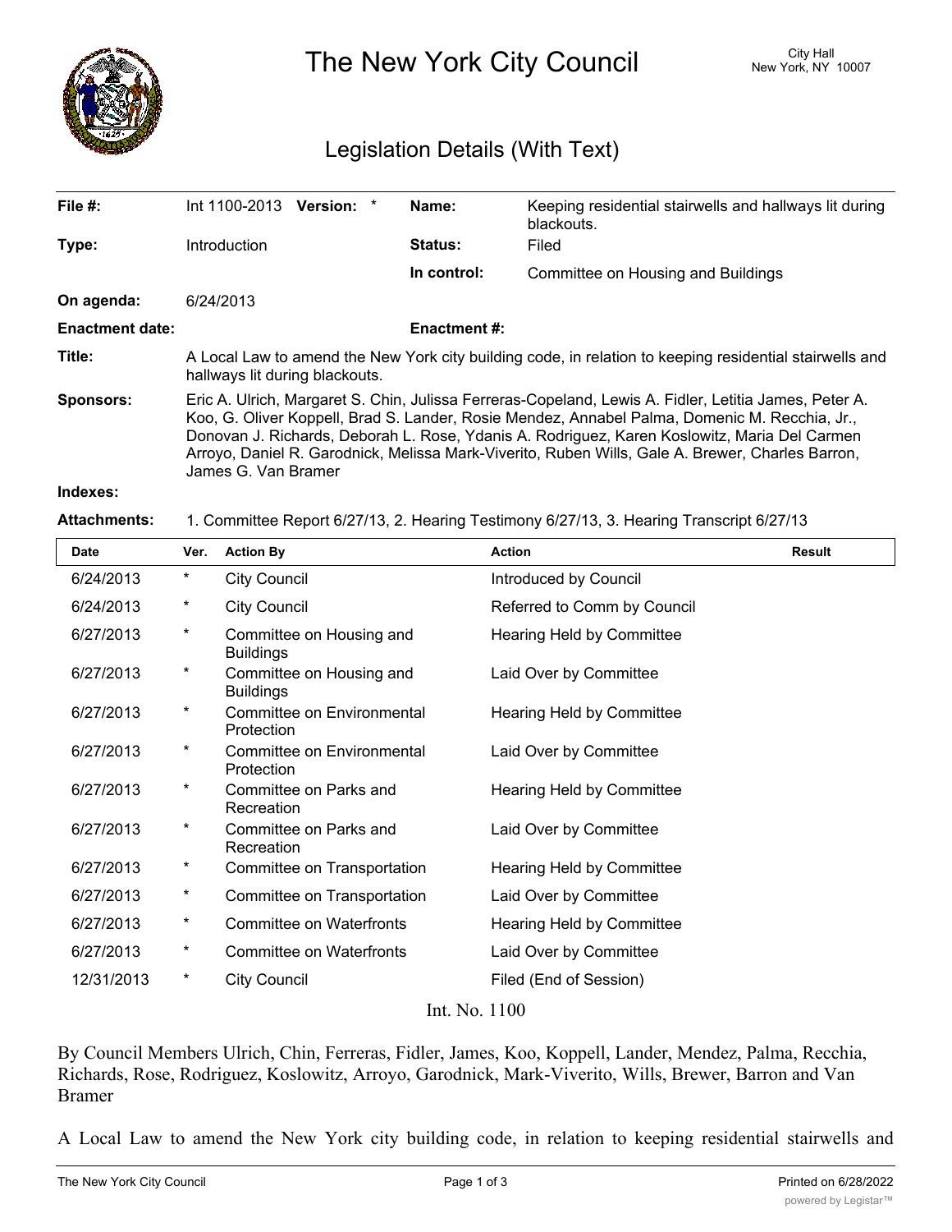# The New York City Council

City Hall
New York, NY 10007

## Legislation Details (With Text)

| | | | |
|---|---|---|---|
| **File #:** | Int 1100-2013 **Version:** * | **Name:** | Keeping residential stairwells and hallways lit during blackouts. |
| **Type:** | Introduction | **Status:** | Filed |
| | | **In control:** | Committee on Housing and Buildings |
| **On agenda:** | 6/24/2013 | | |
| **Enactment date:** | | **Enactment #:** | |

**Title:** A Local Law to amend the New York city building code, in relation to keeping residential stairwells and hallways lit during blackouts.

**Sponsors:** Eric A. Ulrich, Margaret S. Chin, Julissa Ferreras-Copeland, Lewis A. Fidler, Letitia James, Peter A. Koo, G. Oliver Koppell, Brad S. Lander, Rosie Mendez, Annabel Palma, Domenic M. Recchia, Jr., Donovan J. Richards, Deborah L. Rose, Ydanis A. Rodriguez, Karen Koslowitz, Maria Del Carmen Arroyo, Daniel R. Garodnick, Melissa Mark-Viverito, Ruben Wills, Gale A. Brewer, Charles Barron, James G. Van Bramer

**Indexes:**

**Attachments:** 1. Committee Report 6/27/13, 2. Hearing Testimony 6/27/13, 3. Hearing Transcript 6/27/13

| Date | Ver. | Action By | Action | Result |
|---|---|---|---|---|
| 6/24/2013 | * | City Council | Introduced by Council | |
| 6/24/2013 | * | City Council | Referred to Comm by Council | |
| 6/27/2013 | * | Committee on Housing and Buildings | Hearing Held by Committee | |
| 6/27/2013 | * | Committee on Housing and Buildings | Laid Over by Committee | |
| 6/27/2013 | * | Committee on Environmental Protection | Hearing Held by Committee | |
| 6/27/2013 | * | Committee on Environmental Protection | Laid Over by Committee | |
| 6/27/2013 | * | Committee on Parks and Recreation | Hearing Held by Committee | |
| 6/27/2013 | * | Committee on Parks and Recreation | Laid Over by Committee | |
| 6/27/2013 | * | Committee on Transportation | Hearing Held by Committee | |
| 6/27/2013 | * | Committee on Transportation | Laid Over by Committee | |
| 6/27/2013 | * | Committee on Waterfronts | Hearing Held by Committee | |
| 6/27/2013 | * | Committee on Waterfronts | Laid Over by Committee | |
| 12/31/2013 | * | City Council | Filed (End of Session) | |

Int. No. 1100

By Council Members Ulrich, Chin, Ferreras, Fidler, James, Koo, Koppell, Lander, Mendez, Palma, Recchia, Richards, Rose, Rodriguez, Koslowitz, Arroyo, Garodnick, Mark-Viverito, Wills, Brewer, Barron and Van Bramer

A Local Law to amend the New York city building code, in relation to keeping residential stairwells and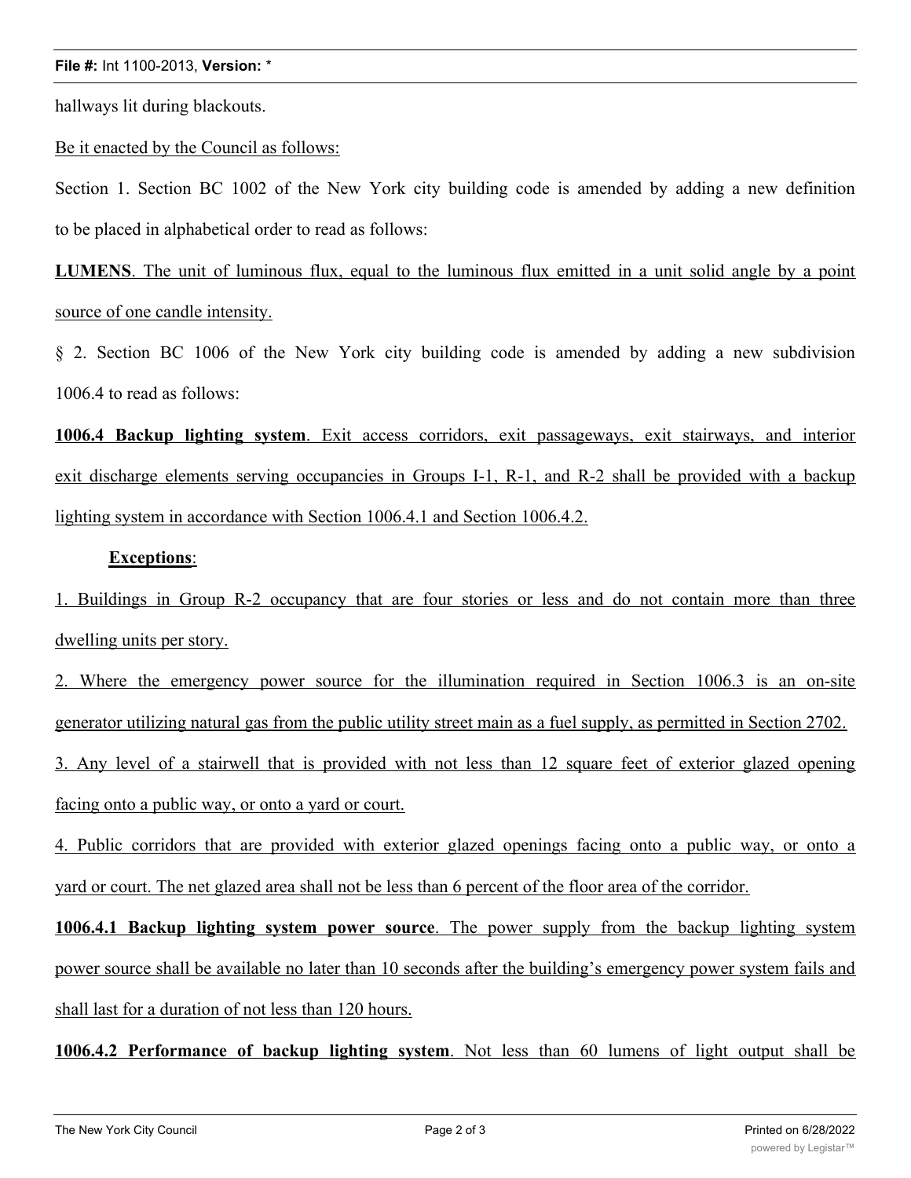hallways lit during blackouts.

Be it enacted by the Council as follows:

Section 1. Section BC 1002 of the New York city building code is amended by adding a new definition to be placed in alphabetical order to read as follows:

**LUMENS**. The unit of luminous flux, equal to the luminous flux emitted in a unit solid angle by a point source of one candle intensity.

§ 2. Section BC 1006 of the New York city building code is amended by adding a new subdivision 1006.4 to read as follows:

**1006.4 Backup lighting system**. Exit access corridors, exit passageways, exit stairways, and interior exit discharge elements serving occupancies in Groups I-1, R-1, and R-2 shall be provided with a backup lighting system in accordance with Section 1006.4.1 and Section 1006.4.2.

**Exceptions**:

1. Buildings in Group R-2 occupancy that are four stories or less and do not contain more than three dwelling units per story.

2. Where the emergency power source for the illumination required in Section 1006.3 is an on-site generator utilizing natural gas from the public utility street main as a fuel supply, as permitted in Section 2702.

3. Any level of a stairwell that is provided with not less than 12 square feet of exterior glazed opening facing onto a public way, or onto a yard or court.

4. Public corridors that are provided with exterior glazed openings facing onto a public way, or onto a yard or court. The net glazed area shall not be less than 6 percent of the floor area of the corridor.

**1006.4.1 Backup lighting system power source**. The power supply from the backup lighting system power source shall be available no later than 10 seconds after the building's emergency power system fails and shall last for a duration of not less than 120 hours.

**1006.4.2 Performance of backup lighting system**. Not less than 60 lumens of light output shall be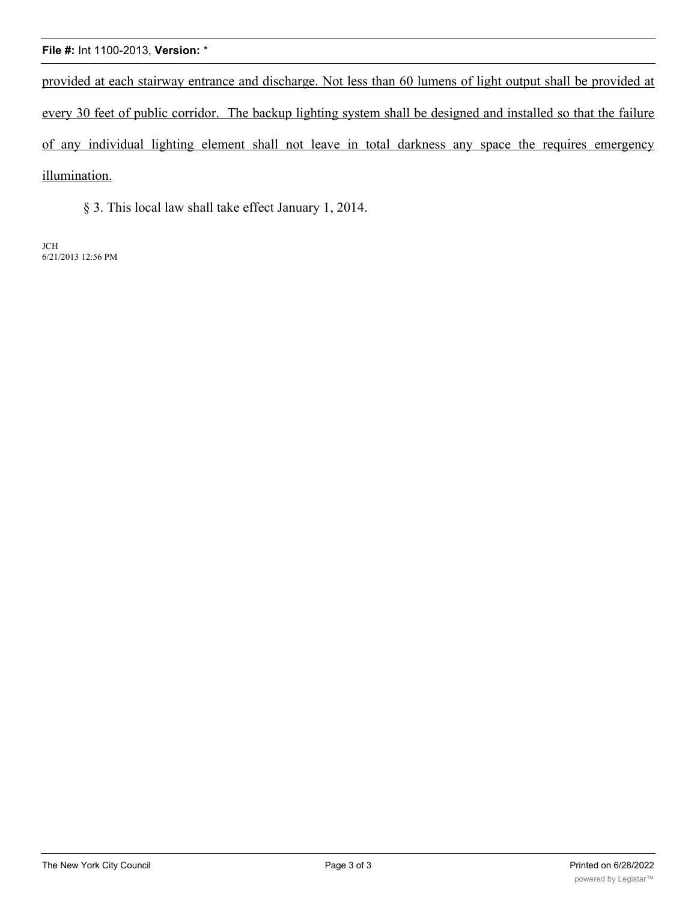provided at each stairway entrance and discharge. Not less than 60 lumens of light output shall be provided at every 30 feet of public corridor. The backup lighting system shall be designed and installed so that the failure of any individual lighting element shall not leave in total darkness any space the requires emergency illumination.

§ 3. This local law shall take effect January 1, 2014.

JCH
6/21/2013 12:56 PM